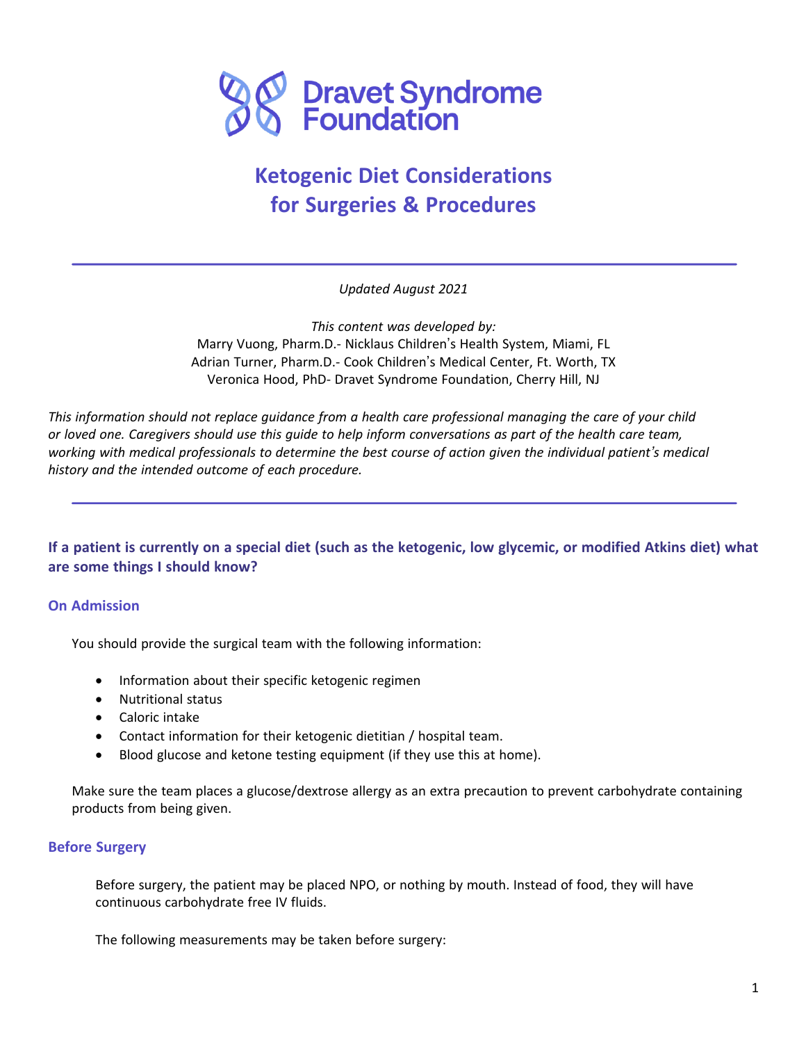Dravet Syndrome Foundation

# Ketogenic Diet Considerations for Surgeries & Procedures

*Updated August 2021*

*This content was developed by:*
Marry Vuong, Pharm.D.- Nicklaus Children's Health System, Miami, FL
Adrian Turner, Pharm.D.- Cook Children's Medical Center, Ft. Worth, TX
Veronica Hood, PhD- Dravet Syndrome Foundation, Cherry Hill, NJ

*This information should not replace guidance from a health care professional managing the care of your child or loved one. Caregivers should use this guide to help inform conversations as part of the health care team, working with medical professionals to determine the best course of action given the individual patient's medical history and the intended outcome of each procedure.*

## If a patient is currently on a special diet (such as the ketogenic, low glycemic, or modified Atkins diet) what are some things I should know?

### On Admission

You should provide the surgical team with the following information:

- Information about their specific ketogenic regimen
- Nutritional status
- Caloric intake
- Contact information for their ketogenic dietitian / hospital team.
- Blood glucose and ketone testing equipment (if they use this at home).

Make sure the team places a glucose/dextrose allergy as an extra precaution to prevent carbohydrate containing products from being given.

### Before Surgery

Before surgery, the patient may be placed NPO, or nothing by mouth. Instead of food, they will have continuous carbohydrate free IV fluids.

The following measurements may be taken before surgery: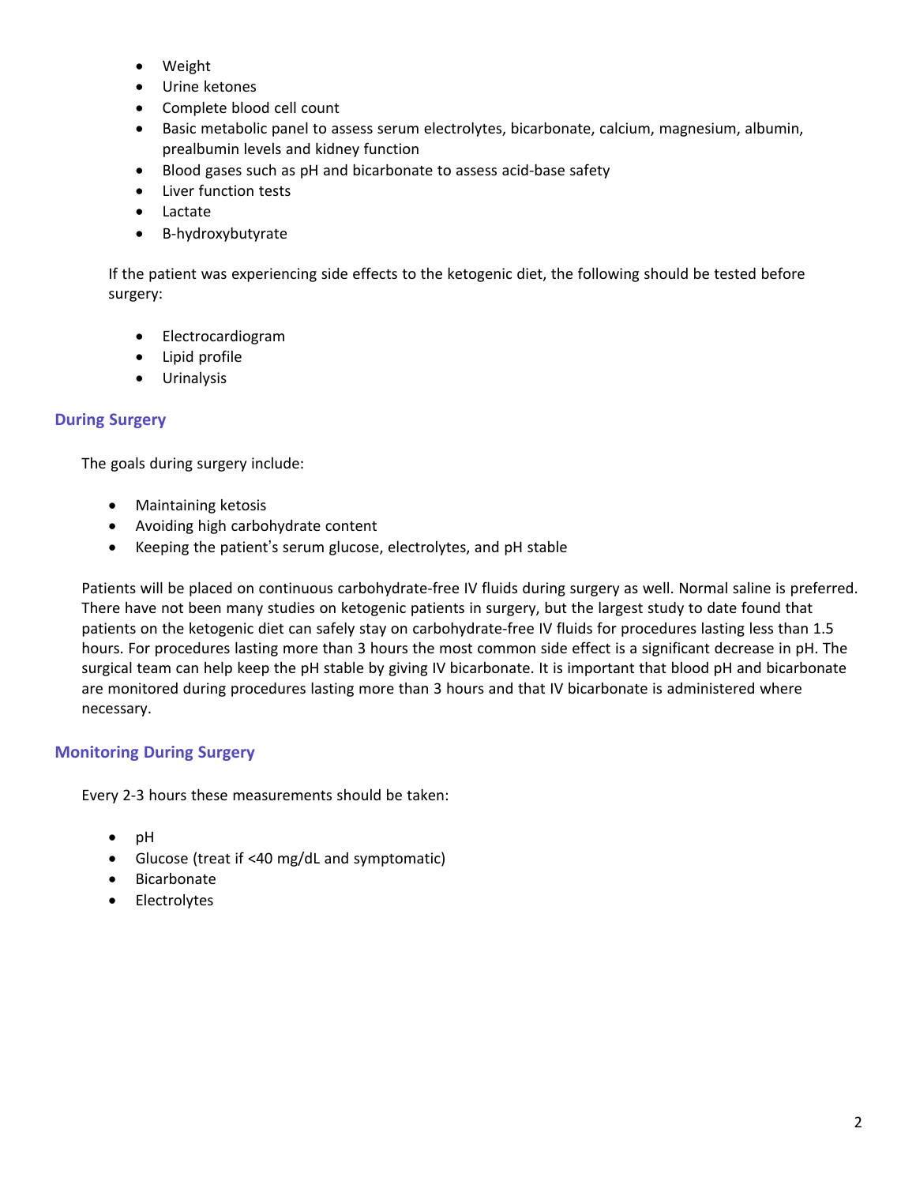- Weight
- Urine ketones
- Complete blood cell count
- Basic metabolic panel to assess serum electrolytes, bicarbonate, calcium, magnesium, albumin, prealbumin levels and kidney function
- Blood gases such as pH and bicarbonate to assess acid-base safety
- Liver function tests
- Lactate
- B-hydroxybutyrate

If the patient was experiencing side effects to the ketogenic diet, the following should be tested before surgery:

- Electrocardiogram
- Lipid profile
- Urinalysis

## During Surgery

The goals during surgery include:

- Maintaining ketosis
- Avoiding high carbohydrate content
- Keeping the patient's serum glucose, electrolytes, and pH stable

Patients will be placed on continuous carbohydrate-free IV fluids during surgery as well. Normal saline is preferred. There have not been many studies on ketogenic patients in surgery, but the largest study to date found that patients on the ketogenic diet can safely stay on carbohydrate-free IV fluids for procedures lasting less than 1.5 hours. For procedures lasting more than 3 hours the most common side effect is a significant decrease in pH. The surgical team can help keep the pH stable by giving IV bicarbonate. It is important that blood pH and bicarbonate are monitored during procedures lasting more than 3 hours and that IV bicarbonate is administered where necessary.

## Monitoring During Surgery

Every 2-3 hours these measurements should be taken:

- pH
- Glucose (treat if <40 mg/dL and symptomatic)
- Bicarbonate
- Electrolytes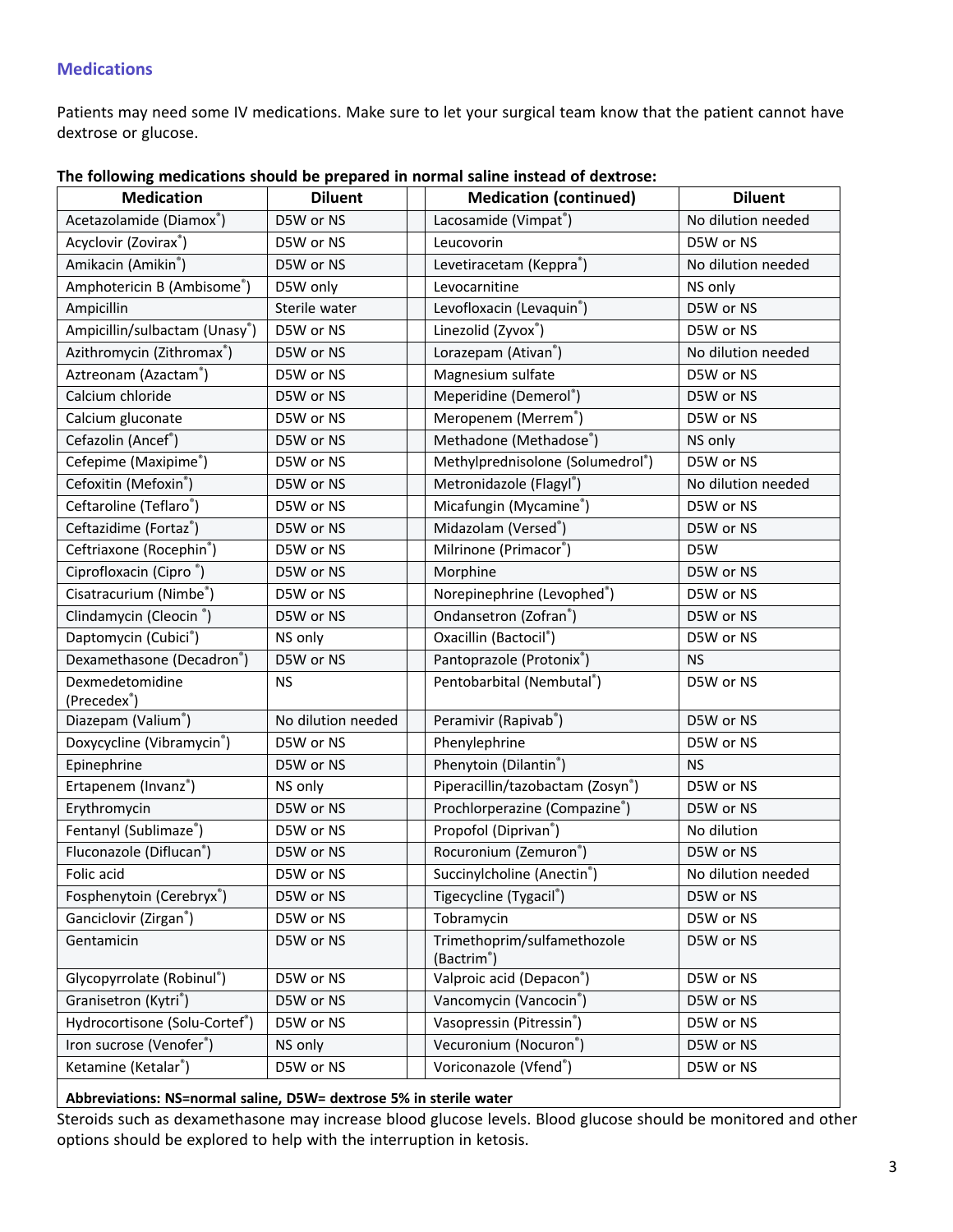## Medications

Patients may need some IV medications. Make sure to let your surgical team know that the patient cannot have dextrose or glucose.

**The following medications should be prepared in normal saline instead of dextrose:**

| Medication | Diluent | | Medication (continued) | Diluent |
|---|---|---|---|---|
| Acetazolamide (Diamox®) | D5W or NS | | Lacosamide (Vimpat®) | No dilution needed |
| Acyclovir (Zovirax®) | D5W or NS | | Leucovorin | D5W or NS |
| Amikacin (Amikin®) | D5W or NS | | Levetiracetam (Keppra®) | No dilution needed |
| Amphotericin B (Ambisome®) | D5W only | | Levocarnitine | NS only |
| Ampicillin | Sterile water | | Levofloxacin (Levaquin®) | D5W or NS |
| Ampicillin/sulbactam (Unasy®) | D5W or NS | | Linezolid (Zyvox®) | D5W or NS |
| Azithromycin (Zithromax®) | D5W or NS | | Lorazepam (Ativan®) | No dilution needed |
| Aztreonam (Azactam®) | D5W or NS | | Magnesium sulfate | D5W or NS |
| Calcium chloride | D5W or NS | | Meperidine (Demerol®) | D5W or NS |
| Calcium gluconate | D5W or NS | | Meropenem (Merrem®) | D5W or NS |
| Cefazolin (Ancef®) | D5W or NS | | Methadone (Methadose®) | NS only |
| Cefepime (Maxipime®) | D5W or NS | | Methylprednisolone (Solumedrol®) | D5W or NS |
| Cefoxitin (Mefoxin®) | D5W or NS | | Metronidazole (Flagyl®) | No dilution needed |
| Ceftaroline (Teflaro®) | D5W or NS | | Micafungin (Mycamine®) | D5W or NS |
| Ceftazidime (Fortaz®) | D5W or NS | | Midazolam (Versed®) | D5W or NS |
| Ceftriaxone (Rocephin®) | D5W or NS | | Milrinone (Primacor®) | D5W |
| Ciprofloxacin (Cipro ®) | D5W or NS | | Morphine | D5W or NS |
| Cisatracurium (Nimbe®) | D5W or NS | | Norepinephrine (Levophed®) | D5W or NS |
| Clindamycin (Cleocin ®) | D5W or NS | | Ondansetron (Zofran®) | D5W or NS |
| Daptomycin (Cubici®) | NS only | | Oxacillin (Bactocil®) | D5W or NS |
| Dexamethasone (Decadron®) | D5W or NS | | Pantoprazole (Protonix®) | NS |
| Dexmedetomidine (Precedex®) | NS | | Pentobarbital (Nembutal®) | D5W or NS |
| Diazepam (Valium®) | No dilution needed | | Peramivir (Rapivab®) | D5W or NS |
| Doxycycline (Vibramycin®) | D5W or NS | | Phenylephrine | D5W or NS |
| Epinephrine | D5W or NS | | Phenytoin (Dilantin®) | NS |
| Ertapenem (Invanz®) | NS only | | Piperacillin/tazobactam (Zosyn®) | D5W or NS |
| Erythromycin | D5W or NS | | Prochlorperazine (Compazine®) | D5W or NS |
| Fentanyl (Sublimaze®) | D5W or NS | | Propofol (Diprivan®) | No dilution |
| Fluconazole (Diflucan®) | D5W or NS | | Rocuronium (Zemuron®) | D5W or NS |
| Folic acid | D5W or NS | | Succinylcholine (Anectin®) | No dilution needed |
| Fosphenytoin (Cerebryx®) | D5W or NS | | Tigecycline (Tygacil®) | D5W or NS |
| Ganciclovir (Zirgan®) | D5W or NS | | Tobramycin | D5W or NS |
| Gentamicin | D5W or NS | | Trimethoprim/sulfamethozole (Bactrim®) | D5W or NS |
| Glycopyrrolate (Robinul®) | D5W or NS | | Valproic acid (Depacon®) | D5W or NS |
| Granisetron (Kytri®) | D5W or NS | | Vancomycin (Vancocin®) | D5W or NS |
| Hydrocortisone (Solu-Cortef®) | D5W or NS | | Vasopressin (Pitressin®) | D5W or NS |
| Iron sucrose (Venofer®) | NS only | | Vecuronium (Nocuron®) | D5W or NS |
| Ketamine (Ketalar®) | D5W or NS | | Voriconazole (Vfend®) | D5W or NS |

**Abbreviations: NS=normal saline, D5W= dextrose 5% in sterile water**

Steroids such as dexamethasone may increase blood glucose levels. Blood glucose should be monitored and other options should be explored to help with the interruption in ketosis.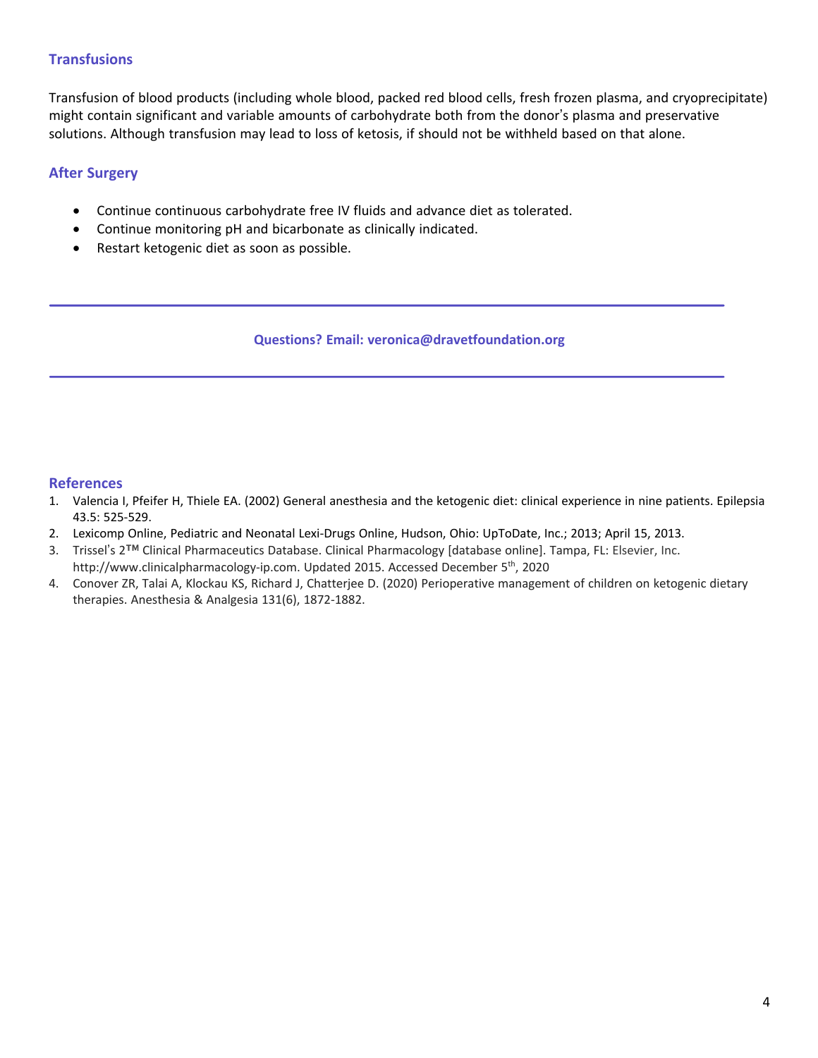## Transfusions

Transfusion of blood products (including whole blood, packed red blood cells, fresh frozen plasma, and cryoprecipitate) might contain significant and variable amounts of carbohydrate both from the donor's plasma and preservative solutions. Although transfusion may lead to loss of ketosis, if should not be withheld based on that alone.

## After Surgery

- Continue continuous carbohydrate free IV fluids and advance diet as tolerated.
- Continue monitoring pH and bicarbonate as clinically indicated.
- Restart ketogenic diet as soon as possible.

---

**Questions? Email: veronica@dravetfoundation.org**

---

## References

1. Valencia I, Pfeifer H, Thiele EA. (2002) General anesthesia and the ketogenic diet: clinical experience in nine patients. Epilepsia 43.5: 525-529.
2. Lexicomp Online, Pediatric and Neonatal Lexi-Drugs Online, Hudson, Ohio: UpToDate, Inc.; 2013; April 15, 2013.
3. Trissel's 2™ Clinical Pharmaceutics Database. Clinical Pharmacology [database online]. Tampa, FL: Elsevier, Inc. http://www.clinicalpharmacology-ip.com. Updated 2015. Accessed December 5th, 2020
4. Conover ZR, Talai A, Klockau KS, Richard J, Chatterjee D. (2020) Perioperative management of children on ketogenic dietary therapies. Anesthesia & Analgesia 131(6), 1872-1882.